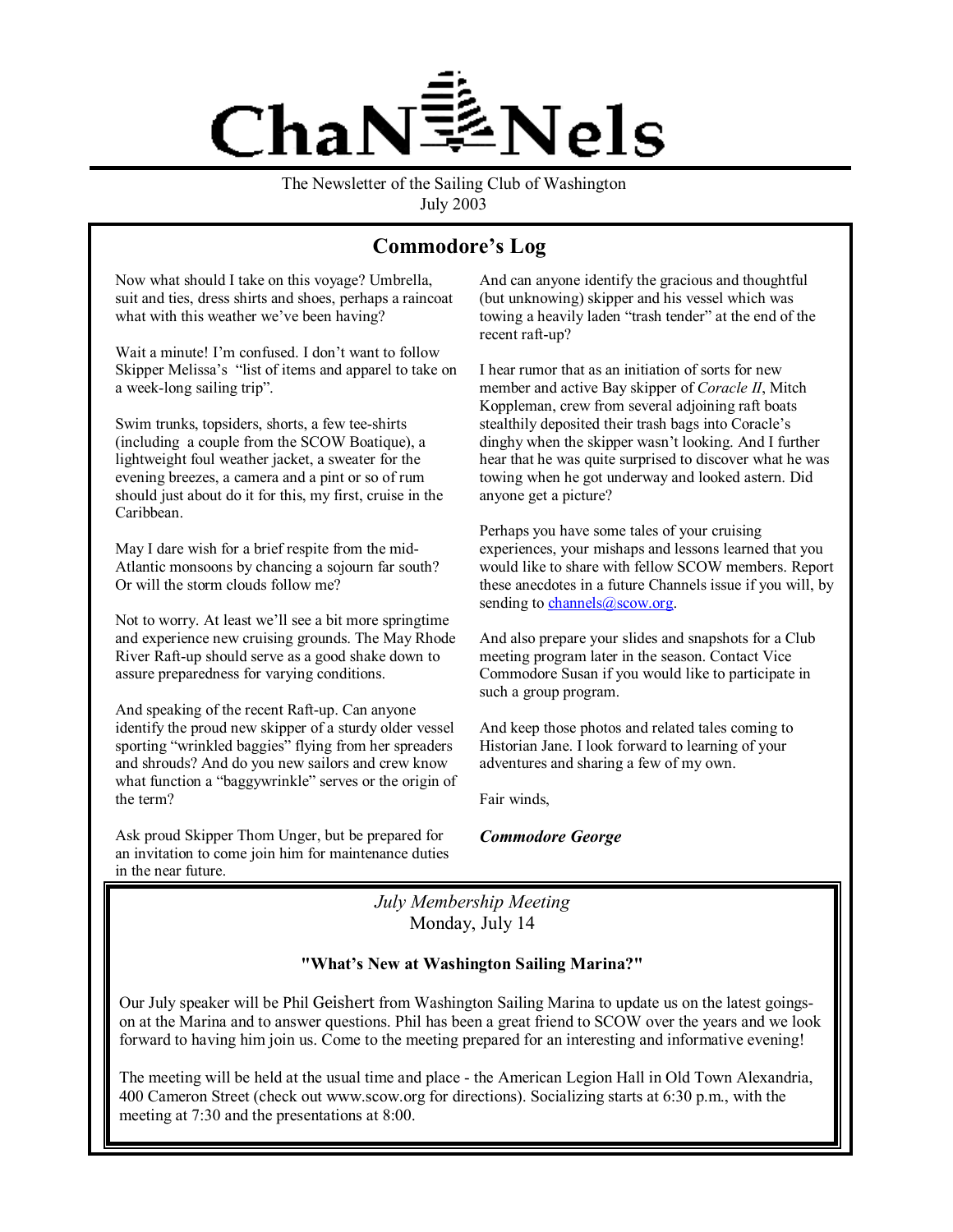# ChaNNels

The Newsletter of the Sailing Club of Washington
July 2003

## Commodore's Log

Now what should I take on this voyage? Umbrella, suit and ties, dress shirts and shoes, perhaps a raincoat what with this weather we've been having?

Wait a minute! I'm confused. I don't want to follow Skipper Melissa's "list of items and apparel to take on a week-long sailing trip".

Swim trunks, topsiders, shorts, a few tee-shirts (including a couple from the SCOW Boatique), a lightweight foul weather jacket, a sweater for the evening breezes, a camera and a pint or so of rum should just about do it for this, my first, cruise in the Caribbean.

May I dare wish for a brief respite from the mid-Atlantic monsoons by chancing a sojourn far south? Or will the storm clouds follow me?

Not to worry. At least we'll see a bit more springtime and experience new cruising grounds. The May Rhode River Raft-up should serve as a good shake down to assure preparedness for varying conditions.

And speaking of the recent Raft-up. Can anyone identify the proud new skipper of a sturdy older vessel sporting "wrinkled baggies" flying from her spreaders and shrouds? And do you new sailors and crew know what function a "baggywrinkle" serves or the origin of the term?

Ask proud Skipper Thom Unger, but be prepared for an invitation to come join him for maintenance duties in the near future.

And can anyone identify the gracious and thoughtful (but unknowing) skipper and his vessel which was towing a heavily laden "trash tender" at the end of the recent raft-up?

I hear rumor that as an initiation of sorts for new member and active Bay skipper of *Coracle II*, Mitch Koppleman, crew from several adjoining raft boats stealthily deposited their trash bags into Coracle's dinghy when the skipper wasn't looking. And I further hear that he was quite surprised to discover what he was towing when he got underway and looked astern. Did anyone get a picture?

Perhaps you have some tales of your cruising experiences, your mishaps and lessons learned that you would like to share with fellow SCOW members. Report these anecdotes in a future Channels issue if you will, by sending to channels@scow.org.

And also prepare your slides and snapshots for a Club meeting program later in the season. Contact Vice Commodore Susan if you would like to participate in such a group program.

And keep those photos and related tales coming to Historian Jane. I look forward to learning of your adventures and sharing a few of my own.

Fair winds,

***Commodore George***

---

*July Membership Meeting*
Monday, July 14

**"What's New at Washington Sailing Marina?"**

Our July speaker will be Phil Geishert from Washington Sailing Marina to update us on the latest goings-on at the Marina and to answer questions. Phil has been a great friend to SCOW over the years and we look forward to having him join us. Come to the meeting prepared for an interesting and informative evening!

The meeting will be held at the usual time and place - the American Legion Hall in Old Town Alexandria, 400 Cameron Street (check out www.scow.org for directions). Socializing starts at 6:30 p.m., with the meeting at 7:30 and the presentations at 8:00.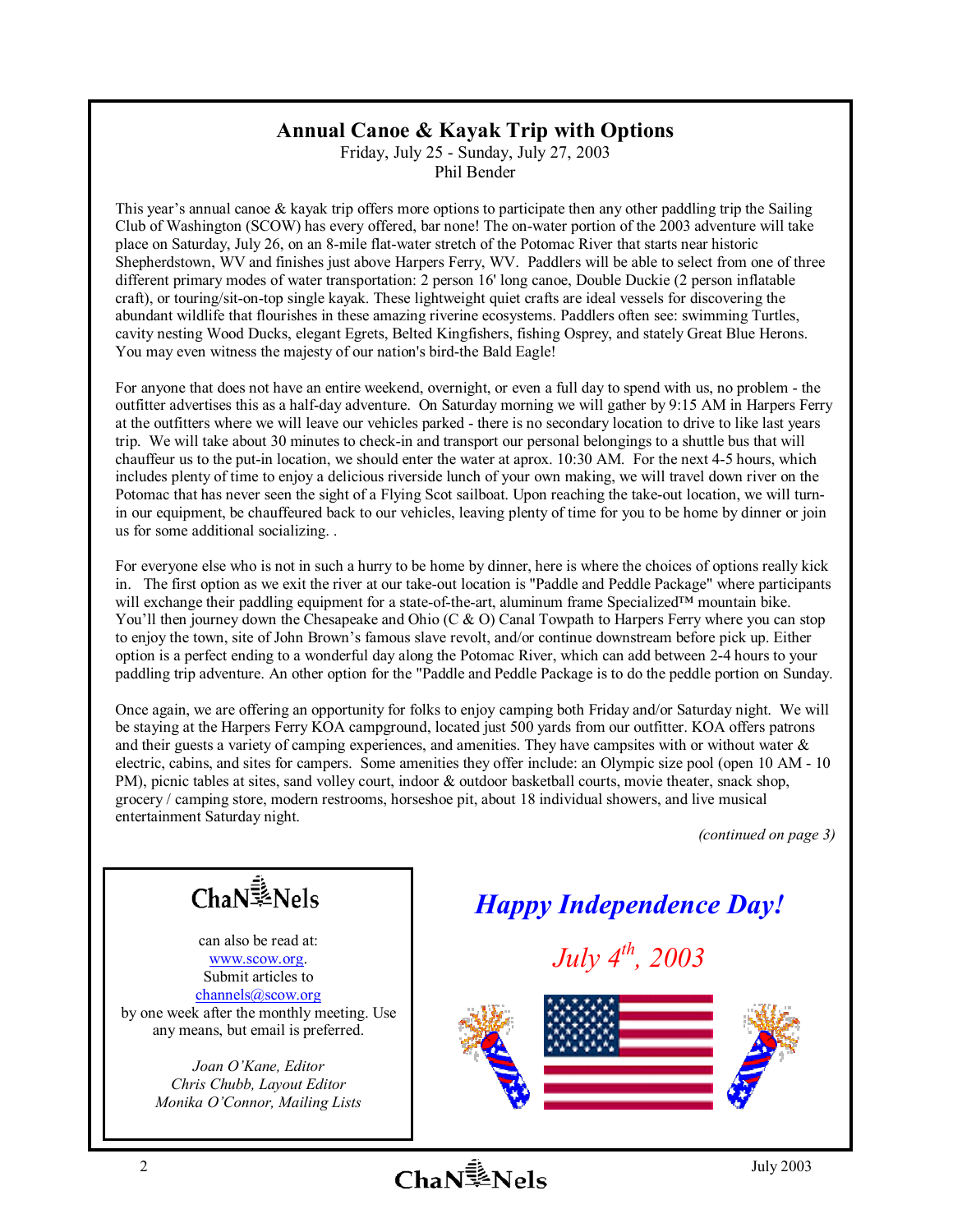## Annual Canoe & Kayak Trip with Options

Friday, July 25 - Sunday, July 27, 2003

Phil Bender

This year's annual canoe & kayak trip offers more options to participate then any other paddling trip the Sailing Club of Washington (SCOW) has every offered, bar none! The on-water portion of the 2003 adventure will take place on Saturday, July 26, on an 8-mile flat-water stretch of the Potomac River that starts near historic Shepherdstown, WV and finishes just above Harpers Ferry, WV. Paddlers will be able to select from one of three different primary modes of water transportation: 2 person 16' long canoe, Double Duckie (2 person inflatable craft), or touring/sit-on-top single kayak. These lightweight quiet crafts are ideal vessels for discovering the abundant wildlife that flourishes in these amazing riverine ecosystems. Paddlers often see: swimming Turtles, cavity nesting Wood Ducks, elegant Egrets, Belted Kingfishers, fishing Osprey, and stately Great Blue Herons. You may even witness the majesty of our nation's bird-the Bald Eagle!

For anyone that does not have an entire weekend, overnight, or even a full day to spend with us, no problem - the outfitter advertises this as a half-day adventure. On Saturday morning we will gather by 9:15 AM in Harpers Ferry at the outfitters where we will leave our vehicles parked - there is no secondary location to drive to like last years trip. We will take about 30 minutes to check-in and transport our personal belongings to a shuttle bus that will chauffeur us to the put-in location, we should enter the water at aprox. 10:30 AM. For the next 4-5 hours, which includes plenty of time to enjoy a delicious riverside lunch of your own making, we will travel down river on the Potomac that has never seen the sight of a Flying Scot sailboat. Upon reaching the take-out location, we will turn-in our equipment, be chauffeured back to our vehicles, leaving plenty of time for you to be home by dinner or join us for some additional socializing. .

For everyone else who is not in such a hurry to be home by dinner, here is where the choices of options really kick in. The first option as we exit the river at our take-out location is "Paddle and Peddle Package" where participants will exchange their paddling equipment for a state-of-the-art, aluminum frame Specialized™ mountain bike. You'll then journey down the Chesapeake and Ohio (C & O) Canal Towpath to Harpers Ferry where you can stop to enjoy the town, site of John Brown's famous slave revolt, and/or continue downstream before pick up. Either option is a perfect ending to a wonderful day along the Potomac River, which can add between 2-4 hours to your paddling trip adventure. An other option for the "Paddle and Peddle Package is to do the peddle portion on Sunday.

Once again, we are offering an opportunity for folks to enjoy camping both Friday and/or Saturday night. We will be staying at the Harpers Ferry KOA campground, located just 500 yards from our outfitter. KOA offers patrons and their guests a variety of camping experiences, and amenities. They have campsites with or without water & electric, cabins, and sites for campers. Some amenities they offer include: an Olympic size pool (open 10 AM - 10 PM), picnic tables at sites, sand volley court, indoor & outdoor basketball courts, movie theater, snack shop, grocery / camping store, modern restrooms, horseshoe pit, about 18 individual showers, and live musical entertainment Saturday night.

*(continued on page 3)*

---

**ChaNNels**

can also be read at: www.scow.org.
Submit articles to channels@scow.org
by one week after the monthly meeting. Use any means, but email is preferred.

*Joan O'Kane, Editor*
*Chris Chubb, Layout Editor*
*Monika O'Connor, Mailing Lists*

---

***Happy Independence Day!***

*July 4th, 2003*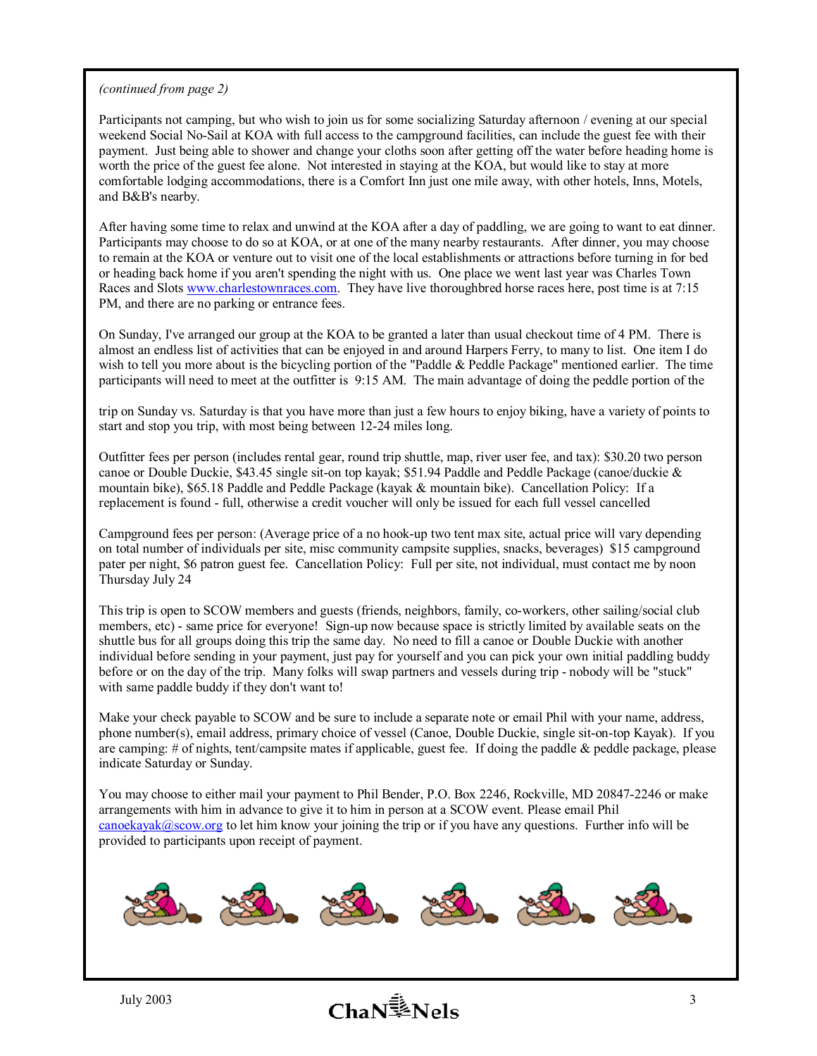*(continued from page 2)*

Participants not camping, but who wish to join us for some socializing Saturday afternoon / evening at our special weekend Social No-Sail at KOA with full access to the campground facilities, can include the guest fee with their payment. Just being able to shower and change your cloths soon after getting off the water before heading home is worth the price of the guest fee alone. Not interested in staying at the KOA, but would like to stay at more comfortable lodging accommodations, there is a Comfort Inn just one mile away, with other hotels, Inns, Motels, and B&B's nearby.

After having some time to relax and unwind at the KOA after a day of paddling, we are going to want to eat dinner. Participants may choose to do so at KOA, or at one of the many nearby restaurants. After dinner, you may choose to remain at the KOA or venture out to visit one of the local establishments or attractions before turning in for bed or heading back home if you aren't spending the night with us. One place we went last year was Charles Town Races and Slots www.charlestownraces.com. They have live thoroughbred horse races here, post time is at 7:15 PM, and there are no parking or entrance fees.

On Sunday, I've arranged our group at the KOA to be granted a later than usual checkout time of 4 PM. There is almost an endless list of activities that can be enjoyed in and around Harpers Ferry, to many to list. One item I do wish to tell you more about is the bicycling portion of the "Paddle & Peddle Package" mentioned earlier. The time participants will need to meet at the outfitter is 9:15 AM. The main advantage of doing the peddle portion of the trip on Sunday vs. Saturday is that you have more than just a few hours to enjoy biking, have a variety of points to start and stop you trip, with most being between 12-24 miles long.

Outfitter fees per person (includes rental gear, round trip shuttle, map, river user fee, and tax): $30.20 two person canoe or Double Duckie, $43.45 single sit-on top kayak; $51.94 Paddle and Peddle Package (canoe/duckie & mountain bike), $65.18 Paddle and Peddle Package (kayak & mountain bike). Cancellation Policy: If a replacement is found - full, otherwise a credit voucher will only be issued for each full vessel cancelled

Campground fees per person: (Average price of a no hook-up two tent max site, actual price will vary depending on total number of individuals per site, misc community campsite supplies, snacks, beverages) $15 campground pater per night, $6 patron guest fee. Cancellation Policy: Full per site, not individual, must contact me by noon Thursday July 24

This trip is open to SCOW members and guests (friends, neighbors, family, co-workers, other sailing/social club members, etc) - same price for everyone! Sign-up now because space is strictly limited by available seats on the shuttle bus for all groups doing this trip the same day. No need to fill a canoe or Double Duckie with another individual before sending in your payment, just pay for yourself and you can pick your own initial paddling buddy before or on the day of the trip. Many folks will swap partners and vessels during trip - nobody will be "stuck" with same paddle buddy if they don't want to!

Make your check payable to SCOW and be sure to include a separate note or email Phil with your name, address, phone number(s), email address, primary choice of vessel (Canoe, Double Duckie, single sit-on-top Kayak). If you are camping: # of nights, tent/campsite mates if applicable, guest fee. If doing the paddle & peddle package, please indicate Saturday or Sunday.

You may choose to either mail your payment to Phil Bender, P.O. Box 2246, Rockville, MD 20847-2246 or make arrangements with him in advance to give it to him in person at a SCOW event. Please email Phil canoekayak@scow.org to let him know your joining the trip or if you have any questions. Further info will be provided to participants upon receipt of payment.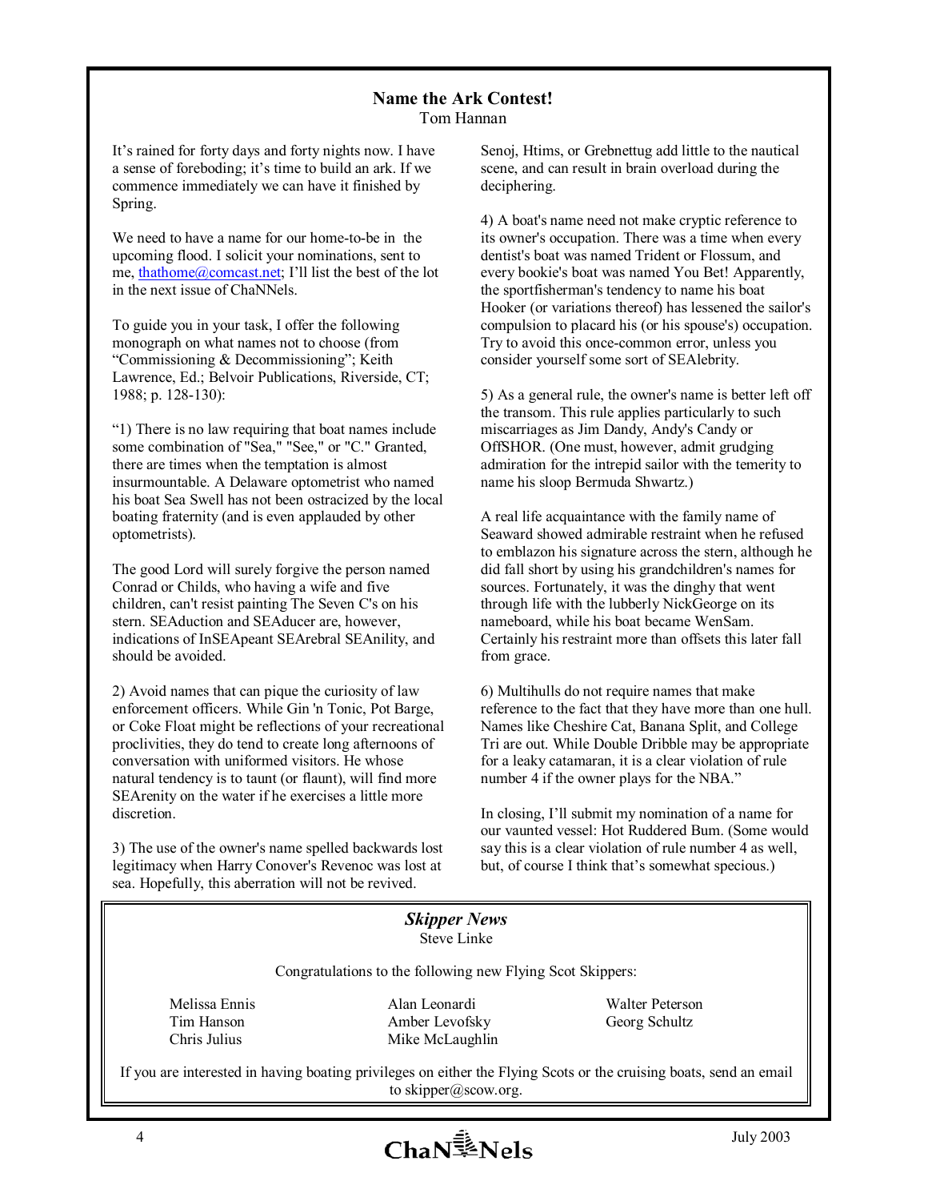## Name the Ark Contest!

Tom Hannan

It's rained for forty days and forty nights now. I have a sense of foreboding; it's time to build an ark. If we commence immediately we can have it finished by Spring.

We need to have a name for our home-to-be in the upcoming flood. I solicit your nominations, sent to me, thathome@comcast.net; I'll list the best of the lot in the next issue of ChaNNels.

To guide you in your task, I offer the following monograph on what names not to choose (from "Commissioning & Decommissioning"; Keith Lawrence, Ed.; Belvoir Publications, Riverside, CT; 1988; p. 128-130):

"1) There is no law requiring that boat names include some combination of "Sea," "See," or "C." Granted, there are times when the temptation is almost insurmountable. A Delaware optometrist who named his boat Sea Swell has not been ostracized by the local boating fraternity (and is even applauded by other optometrists).

The good Lord will surely forgive the person named Conrad or Childs, who having a wife and five children, can't resist painting The Seven C's on his stern. SEAduction and SEAducer are, however, indications of InSEApeant SEArebral SEAnility, and should be avoided.

2) Avoid names that can pique the curiosity of law enforcement officers. While Gin 'n Tonic, Pot Barge, or Coke Float might be reflections of your recreational proclivities, they do tend to create long afternoons of conversation with uniformed visitors. He whose natural tendency is to taunt (or flaunt), will find more SEArenity on the water if he exercises a little more discretion.

3) The use of the owner's name spelled backwards lost legitimacy when Harry Conover's Revenoc was lost at sea. Hopefully, this aberration will not be revived. Senoj, Htims, or Grebnettug add little to the nautical scene, and can result in brain overload during the deciphering.

4) A boat's name need not make cryptic reference to its owner's occupation. There was a time when every dentist's boat was named Trident or Flossum, and every bookie's boat was named You Bet! Apparently, the sportfisherman's tendency to name his boat Hooker (or variations thereof) has lessened the sailor's compulsion to placard his (or his spouse's) occupation. Try to avoid this once-common error, unless you consider yourself some sort of SEAlebrity.

5) As a general rule, the owner's name is better left off the transom. This rule applies particularly to such miscarriages as Jim Dandy, Andy's Candy or OffSHOR. (One must, however, admit grudging admiration for the intrepid sailor with the temerity to name his sloop Bermuda Shwartz.)

A real life acquaintance with the family name of Seaward showed admirable restraint when he refused to emblazon his signature across the stern, although he did fall short by using his grandchildren's names for sources. Fortunately, it was the dinghy that went through life with the lubberly NickGeorge on its nameboard, while his boat became WenSam. Certainly his restraint more than offsets this later fall from grace.

6) Multihulls do not require names that make reference to the fact that they have more than one hull. Names like Cheshire Cat, Banana Split, and College Tri are out. While Double Dribble may be appropriate for a leaky catamaran, it is a clear violation of rule number 4 if the owner plays for the NBA."

In closing, I'll submit my nomination of a name for our vaunted vessel: Hot Ruddered Bum. (Some would say this is a clear violation of rule number 4 as well, but, of course I think that's somewhat specious.)

## *Skipper News*

Steve Linke

Congratulations to the following new Flying Scot Skippers:

- Melissa Ennis
- Tim Hanson
- Chris Julius
- Alan Leonardi
- Amber Levofsky
- Mike McLaughlin
- Walter Peterson
- Georg Schultz

If you are interested in having boating privileges on either the Flying Scots or the cruising boats, send an email to skipper@scow.org.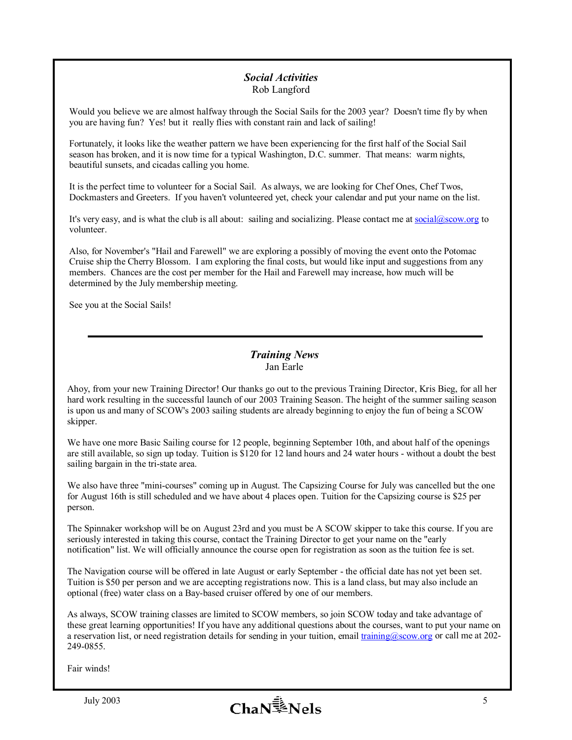## *Social Activities*

Rob Langford

Would you believe we are almost halfway through the Social Sails for the 2003 year? Doesn't time fly by when you are having fun? Yes! but it really flies with constant rain and lack of sailing!

Fortunately, it looks like the weather pattern we have been experiencing for the first half of the Social Sail season has broken, and it is now time for a typical Washington, D.C. summer. That means: warm nights, beautiful sunsets, and cicadas calling you home.

It is the perfect time to volunteer for a Social Sail. As always, we are looking for Chef Ones, Chef Twos, Dockmasters and Greeters. If you haven't volunteered yet, check your calendar and put your name on the list.

It's very easy, and is what the club is all about: sailing and socializing. Please contact me at social@scow.org to volunteer.

Also, for November's "Hail and Farewell" we are exploring a possibly of moving the event onto the Potomac Cruise ship the Cherry Blossom. I am exploring the final costs, but would like input and suggestions from any members. Chances are the cost per member for the Hail and Farewell may increase, how much will be determined by the July membership meeting.

See you at the Social Sails!

---

## *Training News*

Jan Earle

Ahoy, from your new Training Director! Our thanks go out to the previous Training Director, Kris Bieg, for all her hard work resulting in the successful launch of our 2003 Training Season. The height of the summer sailing season is upon us and many of SCOW's 2003 sailing students are already beginning to enjoy the fun of being a SCOW skipper.

We have one more Basic Sailing course for 12 people, beginning September 10th, and about half of the openings are still available, so sign up today. Tuition is $120 for 12 land hours and 24 water hours - without a doubt the best sailing bargain in the tri-state area.

We also have three "mini-courses" coming up in August. The Capsizing Course for July was cancelled but the one for August 16th is still scheduled and we have about 4 places open. Tuition for the Capsizing course is $25 per person.

The Spinnaker workshop will be on August 23rd and you must be A SCOW skipper to take this course. If you are seriously interested in taking this course, contact the Training Director to get your name on the "early notification" list. We will officially announce the course open for registration as soon as the tuition fee is set.

The Navigation course will be offered in late August or early September - the official date has not yet been set. Tuition is $50 per person and we are accepting registrations now. This is a land class, but may also include an optional (free) water class on a Bay-based cruiser offered by one of our members.

As always, SCOW training classes are limited to SCOW members, so join SCOW today and take advantage of these great learning opportunities! If you have any additional questions about the courses, want to put your name on a reservation list, or need registration details for sending in your tuition, email training@scow.org or call me at 202-249-0855.

Fair winds!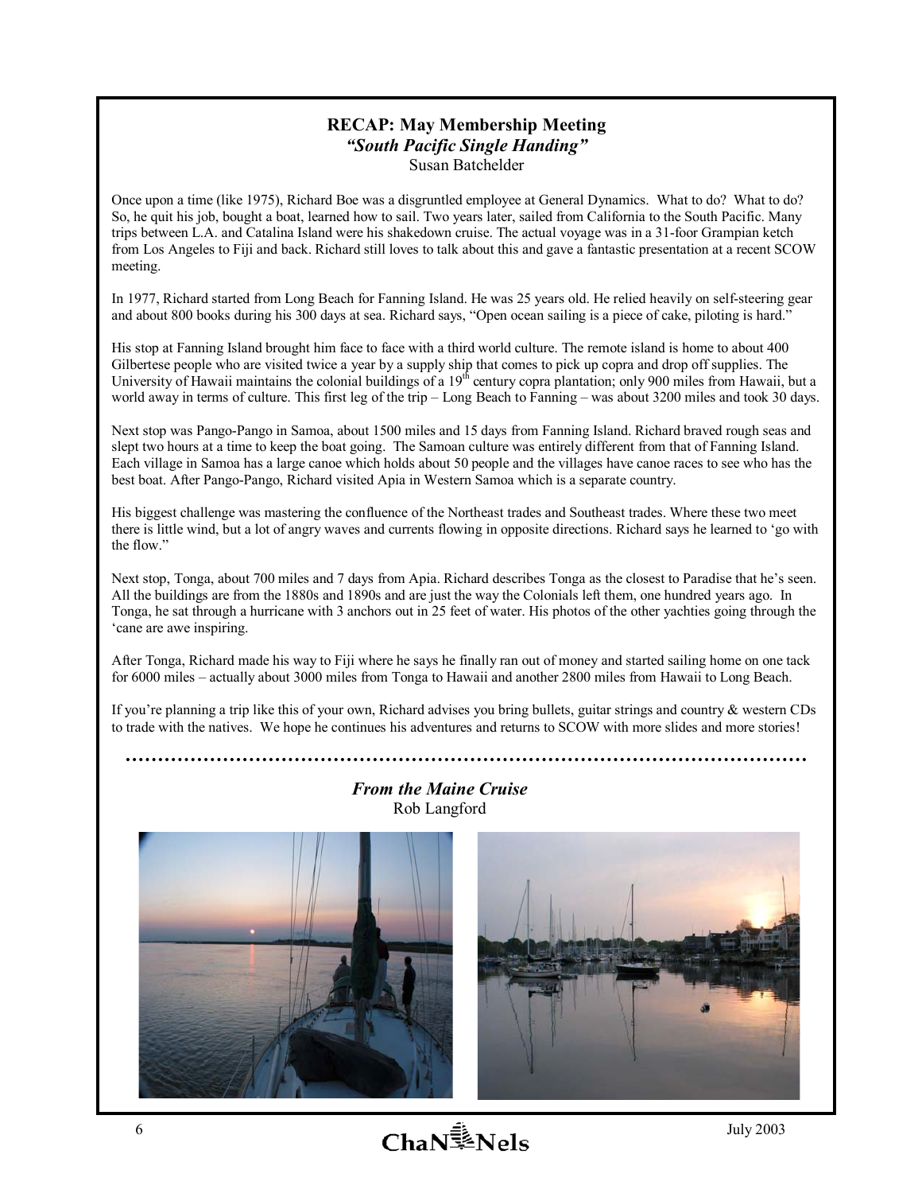## RECAP: May Membership Meeting

***"South Pacific Single Handing"***

Susan Batchelder

Once upon a time (like 1975), Richard Boe was a disgruntled employee at General Dynamics. What to do? What to do? So, he quit his job, bought a boat, learned how to sail. Two years later, sailed from California to the South Pacific. Many trips between L.A. and Catalina Island were his shakedown cruise. The actual voyage was in a 31-foor Grampian ketch from Los Angeles to Fiji and back. Richard still loves to talk about this and gave a fantastic presentation at a recent SCOW meeting.

In 1977, Richard started from Long Beach for Fanning Island. He was 25 years old. He relied heavily on self-steering gear and about 800 books during his 300 days at sea. Richard says, "Open ocean sailing is a piece of cake, piloting is hard."

His stop at Fanning Island brought him face to face with a third world culture. The remote island is home to about 400 Gilbertese people who are visited twice a year by a supply ship that comes to pick up copra and drop off supplies. The University of Hawaii maintains the colonial buildings of a 19th century copra plantation; only 900 miles from Hawaii, but a world away in terms of culture. This first leg of the trip – Long Beach to Fanning – was about 3200 miles and took 30 days.

Next stop was Pango-Pango in Samoa, about 1500 miles and 15 days from Fanning Island. Richard braved rough seas and slept two hours at a time to keep the boat going. The Samoan culture was entirely different from that of Fanning Island. Each village in Samoa has a large canoe which holds about 50 people and the villages have canoe races to see who has the best boat. After Pango-Pango, Richard visited Apia in Western Samoa which is a separate country.

His biggest challenge was mastering the confluence of the Northeast trades and Southeast trades. Where these two meet there is little wind, but a lot of angry waves and currents flowing in opposite directions. Richard says he learned to 'go with the flow."

Next stop, Tonga, about 700 miles and 7 days from Apia. Richard describes Tonga as the closest to Paradise that he's seen. All the buildings are from the 1880s and 1890s and are just the way the Colonials left them, one hundred years ago. In Tonga, he sat through a hurricane with 3 anchors out in 25 feet of water. His photos of the other yachties going through the 'cane are awe inspiring.

After Tonga, Richard made his way to Fiji where he says he finally ran out of money and started sailing home on one tack for 6000 miles – actually about 3000 miles from Tonga to Hawaii and another 2800 miles from Hawaii to Long Beach.

If you're planning a trip like this of your own, Richard advises you bring bullets, guitar strings and country & western CDs to trade with the natives. We hope he continues his adventures and returns to SCOW with more slides and more stories!

---

### *From the Maine Cruise*

Rob Langford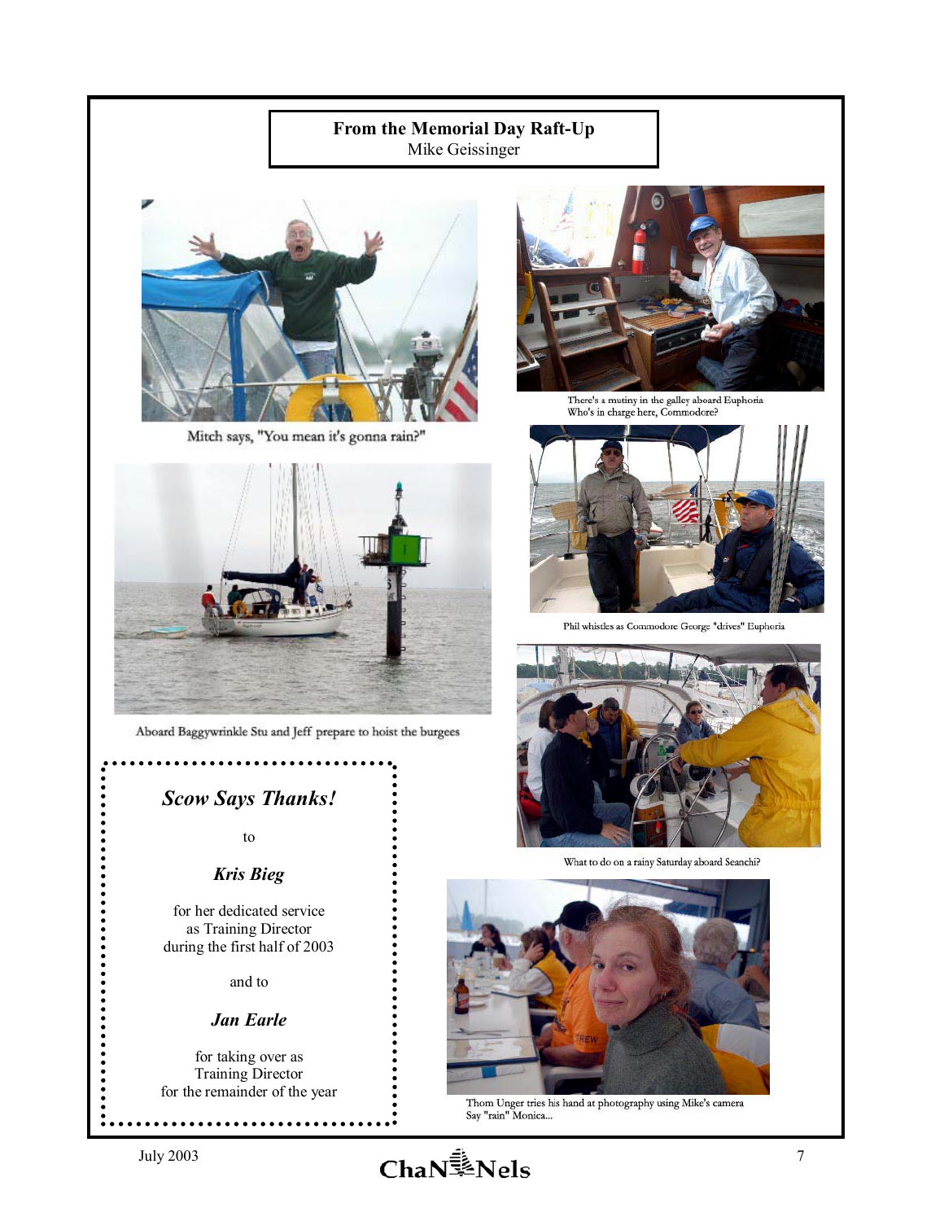## From the Memorial Day Raft-Up

Mike Geissinger

Mitch says, "You mean it's gonna rain?"

There's a mutiny in the galley aboard Euphoria
Who's in charge here, Commodore?

Phil whistles as Commodore George "drives" Euphoria

Aboard Baggywrinkle Stu and Jeff prepare to hoist the burgees

What to do on a rainy Saturday aboard Seanchi?

### *Scow Says Thanks!*

to

***Kris Bieg***

for her dedicated service
as Training Director
during the first half of 2003

and to

***Jan Earle***

for taking over as
Training Director
for the remainder of the year

Thom Unger tries his hand at photography using Mike's camera
Say "rain" Monica...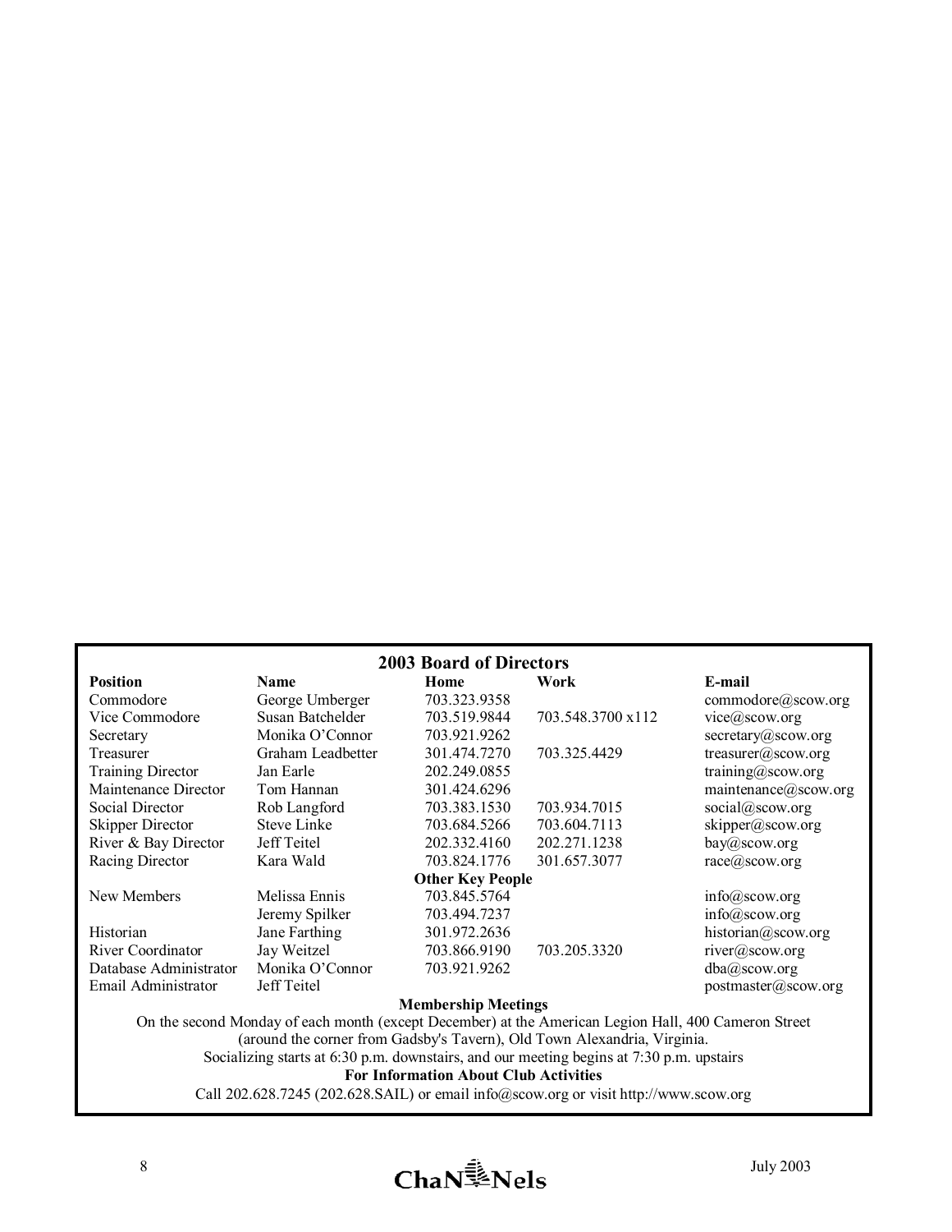## 2003 Board of Directors

| Position | Name | Home | Work | E-mail |
|---|---|---|---|---|
| Commodore | George Umberger | 703.323.9358 | | commodore@scow.org |
| Vice Commodore | Susan Batchelder | 703.519.9844 | 703.548.3700 x112 | vice@scow.org |
| Secretary | Monika O'Connor | 703.921.9262 | | secretary@scow.org |
| Treasurer | Graham Leadbetter | 301.474.7270 | 703.325.4429 | treasurer@scow.org |
| Training Director | Jan Earle | 202.249.0855 | | training@scow.org |
| Maintenance Director | Tom Hannan | 301.424.6296 | | maintenance@scow.org |
| Social Director | Rob Langford | 703.383.1530 | 703.934.7015 | social@scow.org |
| Skipper Director | Steve Linke | 703.684.5266 | 703.604.7113 | skipper@scow.org |
| River & Bay Director | Jeff Teitel | 202.332.4160 | 202.271.1238 | bay@scow.org |
| Racing Director | Kara Wald | 703.824.1776 | 301.657.3077 | race@scow.org |
| **Other Key People** | | | | |
| New Members | Melissa Ennis | 703.845.5764 | | info@scow.org |
| | Jeremy Spilker | 703.494.7237 | | info@scow.org |
| Historian | Jane Farthing | 301.972.2636 | | historian@scow.org |
| River Coordinator | Jay Weitzel | 703.866.9190 | 703.205.3320 | river@scow.org |
| Database Administrator | Monika O'Connor | 703.921.9262 | | dba@scow.org |
| Email Administrator | Jeff Teitel | | | postmaster@scow.org |

**Membership Meetings**

On the second Monday of each month (except December) at the American Legion Hall, 400 Cameron Street (around the corner from Gadsby's Tavern), Old Town Alexandria, Virginia.
Socializing starts at 6:30 p.m. downstairs, and our meeting begins at 7:30 p.m. upstairs

**For Information About Club Activities**

Call 202.628.7245 (202.628.SAIL) or email info@scow.org or visit http://www.scow.org